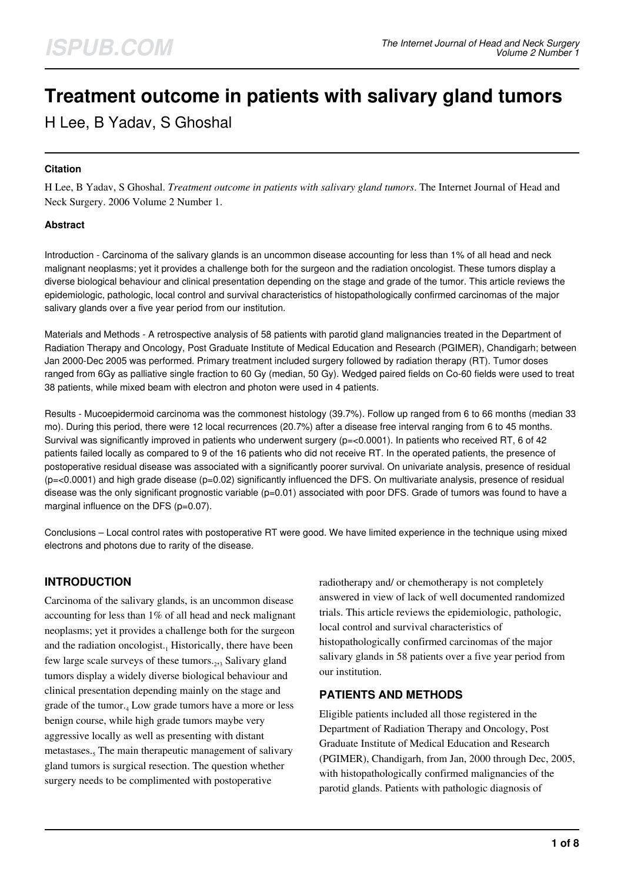# Treatment outcome in patients with salivary gland tumors

H Lee, B Yadav, S Ghoshal

#### Citation

H Lee, B Yadav, S Ghoshal. *Treatment outcome in patients with salivary gland tumors*. The Internet Journal of Head and Neck Surgery. 2006 Volume 2 Number 1.

#### Abstract

Introduction - Carcinoma of the salivary glands is an uncommon disease accounting for less than 1% of all head and neck malignant neoplasms; yet it provides a challenge both for the surgeon and the radiation oncologist. These tumors display a diverse biological behaviour and clinical presentation depending on the stage and grade of the tumor. This article reviews the epidemiologic, pathologic, local control and survival characteristics of histopathologically confirmed carcinomas of the major salivary glands over a five year period from our institution.

Materials and Methods - A retrospective analysis of 58 patients with parotid gland malignancies treated in the Department of Radiation Therapy and Oncology, Post Graduate Institute of Medical Education and Research (PGIMER), Chandigarh; between Jan 2000-Dec 2005 was performed. Primary treatment included surgery followed by radiation therapy (RT). Tumor doses ranged from 6Gy as palliative single fraction to 60 Gy (median, 50 Gy). Wedged paired fields on Co-60 fields were used to treat 38 patients, while mixed beam with electron and photon were used in 4 patients.

Results - Mucoepidermoid carcinoma was the commonest histology (39.7%). Follow up ranged from 6 to 66 months (median 33 mo). During this period, there were 12 local recurrences (20.7%) after a disease free interval ranging from 6 to 45 months. Survival was significantly improved in patients who underwent surgery ($p=<0.0001$). In patients who received RT, 6 of 42 patients failed locally as compared to 9 of the 16 patients who did not receive RT. In the operated patients, the presence of postoperative residual disease was associated with a significantly poorer survival. On univariate analysis, presence of residual ($p=<0.0001$) and high grade disease ($p=0.02$) significantly influenced the DFS. On multivariate analysis, presence of residual disease was the only significant prognostic variable ($p=0.01$) associated with poor DFS. Grade of tumors was found to have a marginal influence on the DFS ($p=0.07$).

Conclusions – Local control rates with postoperative RT were good. We have limited experience in the technique using mixed electrons and photons due to rarity of the disease.

## INTRODUCTION

Carcinoma of the salivary glands, is an uncommon disease accounting for less than 1% of all head and neck malignant neoplasms; yet it provides a challenge both for the surgeon and the radiation oncologist.[1] Historically, there have been few large scale surveys of these tumors.[2,3] Salivary gland tumors display a widely diverse biological behaviour and clinical presentation depending mainly on the stage and grade of the tumor.[4] Low grade tumors have a more or less benign course, while high grade tumors maybe very aggressive locally as well as presenting with distant metastases.[5] The main therapeutic management of salivary gland tumors is surgical resection. The question whether surgery needs to be complimented with postoperative radiotherapy and/ or chemotherapy is not completely answered in view of lack of well documented randomized trials. This article reviews the epidemiologic, pathologic, local control and survival characteristics of histopathologically confirmed carcinomas of the major salivary glands in 58 patients over a five year period from our institution.

## PATIENTS AND METHODS

Eligible patients included all those registered in the Department of Radiation Therapy and Oncology, Post Graduate Institute of Medical Education and Research (PGIMER), Chandigarh, from Jan, 2000 through Dec, 2005, with histopathologically confirmed malignancies of the parotid glands. Patients with pathologic diagnosis of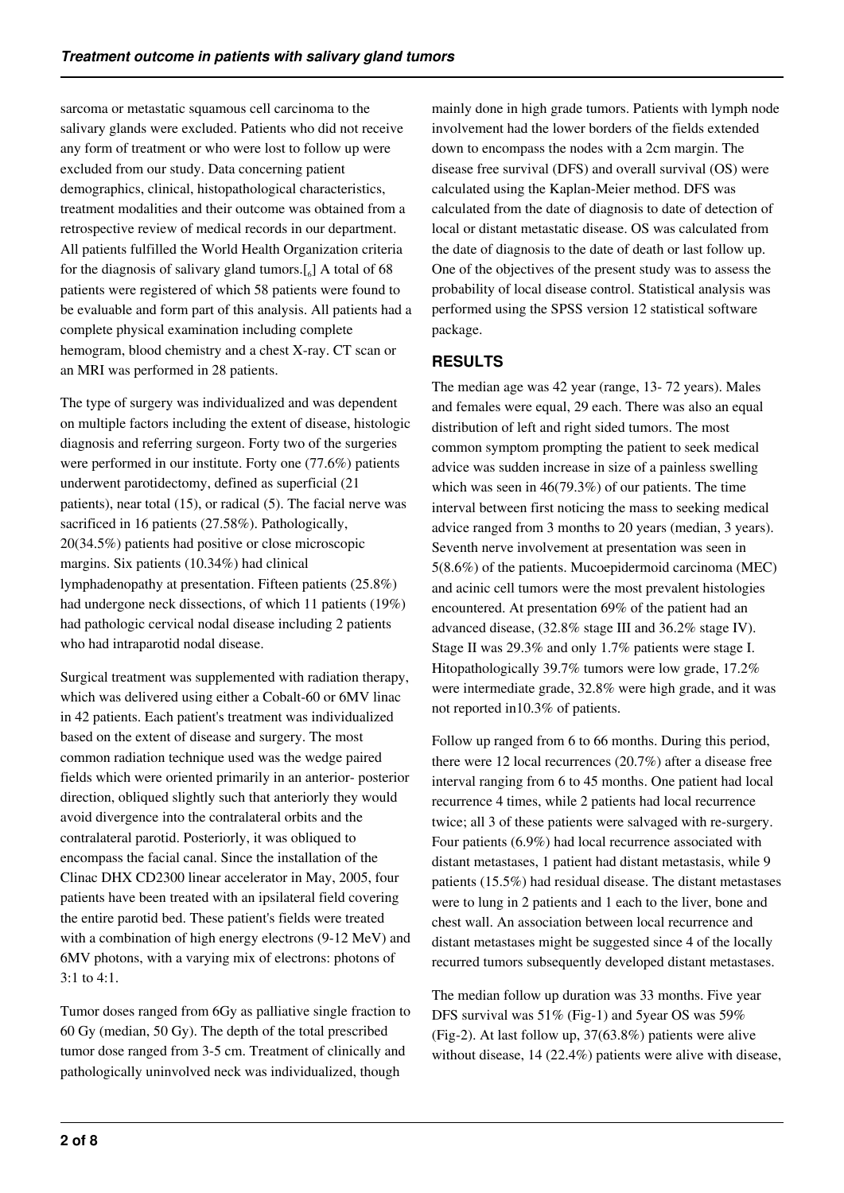sarcoma or metastatic squamous cell carcinoma to the salivary glands were excluded. Patients who did not receive any form of treatment or who were lost to follow up were excluded from our study. Data concerning patient demographics, clinical, histopathological characteristics, treatment modalities and their outcome was obtained from a retrospective review of medical records in our department. All patients fulfilled the World Health Organization criteria for the diagnosis of salivary gland tumors.[6] A total of 68 patients were registered of which 58 patients were found to be evaluable and form part of this analysis. All patients had a complete physical examination including complete hemogram, blood chemistry and a chest X-ray. CT scan or an MRI was performed in 28 patients.

The type of surgery was individualized and was dependent on multiple factors including the extent of disease, histologic diagnosis and referring surgeon. Forty two of the surgeries were performed in our institute. Forty one (77.6%) patients underwent parotidectomy, defined as superficial (21 patients), near total (15), or radical (5). The facial nerve was sacrificed in 16 patients (27.58%). Pathologically, 20(34.5%) patients had positive or close microscopic margins. Six patients (10.34%) had clinical lymphadenopathy at presentation. Fifteen patients (25.8%) had undergone neck dissections, of which 11 patients (19%) had pathologic cervical nodal disease including 2 patients who had intraparotid nodal disease.

Surgical treatment was supplemented with radiation therapy, which was delivered using either a Cobalt-60 or 6MV linac in 42 patients. Each patient's treatment was individualized based on the extent of disease and surgery. The most common radiation technique used was the wedge paired fields which were oriented primarily in an anterior- posterior direction, obliqued slightly such that anteriorly they would avoid divergence into the contralateral orbits and the contralateral parotid. Posteriorly, it was obliqued to encompass the facial canal. Since the installation of the Clinac DHX CD2300 linear accelerator in May, 2005, four patients have been treated with an ipsilateral field covering the entire parotid bed. These patient's fields were treated with a combination of high energy electrons (9-12 MeV) and 6MV photons, with a varying mix of electrons: photons of 3:1 to 4:1.

Tumor doses ranged from 6Gy as palliative single fraction to 60 Gy (median, 50 Gy). The depth of the total prescribed tumor dose ranged from 3-5 cm. Treatment of clinically and pathologically uninvolved neck was individualized, though mainly done in high grade tumors. Patients with lymph node involvement had the lower borders of the fields extended down to encompass the nodes with a 2cm margin. The disease free survival (DFS) and overall survival (OS) were calculated using the Kaplan-Meier method. DFS was calculated from the date of diagnosis to date of detection of local or distant metastatic disease. OS was calculated from the date of diagnosis to the date of death or last follow up. One of the objectives of the present study was to assess the probability of local disease control. Statistical analysis was performed using the SPSS version 12 statistical software package.

## RESULTS

The median age was 42 year (range, 13- 72 years). Males and females were equal, 29 each. There was also an equal distribution of left and right sided tumors. The most common symptom prompting the patient to seek medical advice was sudden increase in size of a painless swelling which was seen in 46(79.3%) of our patients. The time interval between first noticing the mass to seeking medical advice ranged from 3 months to 20 years (median, 3 years). Seventh nerve involvement at presentation was seen in 5(8.6%) of the patients. Mucoepidermoid carcinoma (MEC) and acinic cell tumors were the most prevalent histologies encountered. At presentation 69% of the patient had an advanced disease, (32.8% stage III and 36.2% stage IV). Stage II was 29.3% and only 1.7% patients were stage I. Hitopathologically 39.7% tumors were low grade, 17.2% were intermediate grade, 32.8% were high grade, and it was not reported in10.3% of patients.

Follow up ranged from 6 to 66 months. During this period, there were 12 local recurrences (20.7%) after a disease free interval ranging from 6 to 45 months. One patient had local recurrence 4 times, while 2 patients had local recurrence twice; all 3 of these patients were salvaged with re-surgery. Four patients (6.9%) had local recurrence associated with distant metastases, 1 patient had distant metastasis, while 9 patients (15.5%) had residual disease. The distant metastases were to lung in 2 patients and 1 each to the liver, bone and chest wall. An association between local recurrence and distant metastases might be suggested since 4 of the locally recurred tumors subsequently developed distant metastases.

The median follow up duration was 33 months. Five year DFS survival was 51% (Fig-1) and 5year OS was 59% (Fig-2). At last follow up, 37(63.8%) patients were alive without disease, 14 (22.4%) patients were alive with disease,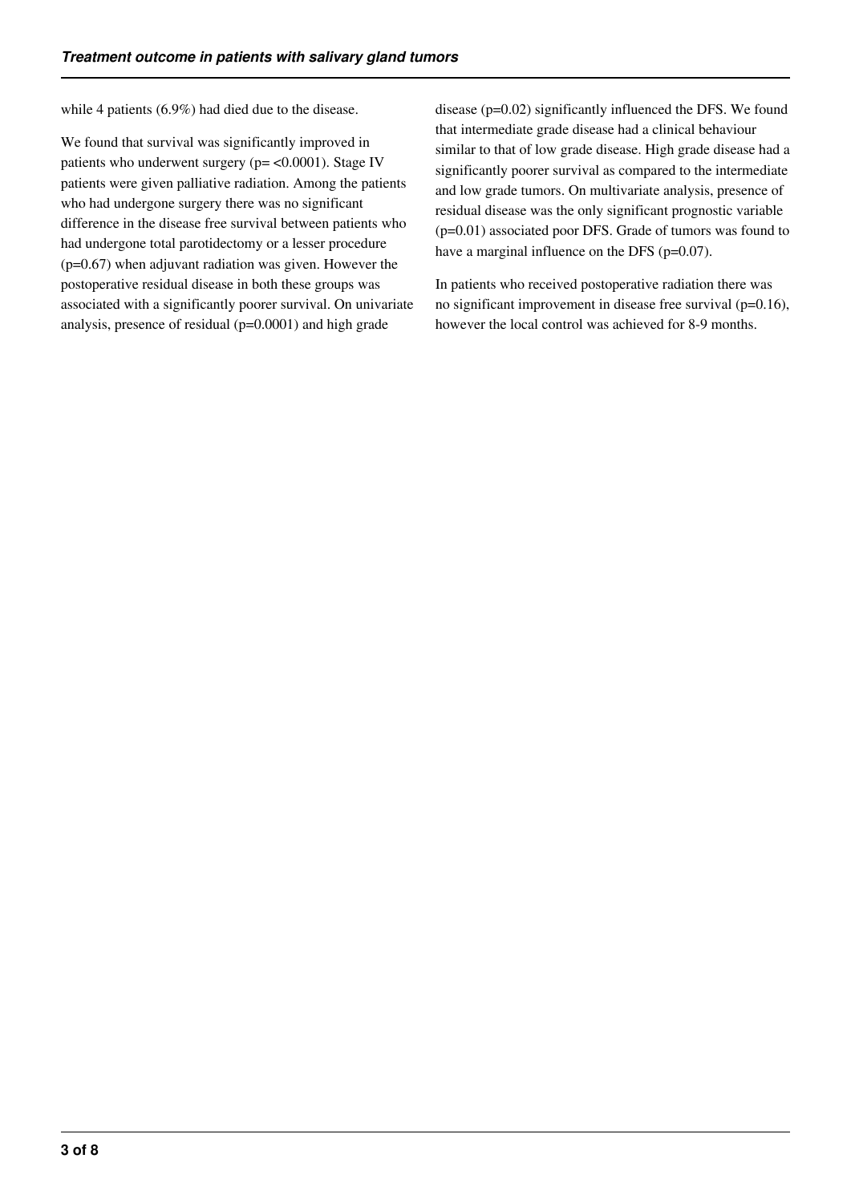while 4 patients (6.9%) had died due to the disease.

We found that survival was significantly improved in patients who underwent surgery ($p = <0.0001$). Stage IV patients were given palliative radiation. Among the patients who had undergone surgery there was no significant difference in the disease free survival between patients who had undergone total parotidectomy or a lesser procedure ($p=0.67$) when adjuvant radiation was given. However the postoperative residual disease in both these groups was associated with a significantly poorer survival. On univariate analysis, presence of residual ($p=0.0001$) and high grade disease ($p=0.02$) significantly influenced the DFS. We found that intermediate grade disease had a clinical behaviour similar to that of low grade disease. High grade disease had a significantly poorer survival as compared to the intermediate and low grade tumors. On multivariate analysis, presence of residual disease was the only significant prognostic variable ($p=0.01$) associated poor DFS. Grade of tumors was found to have a marginal influence on the DFS ($p=0.07$).

In patients who received postoperative radiation there was no significant improvement in disease free survival ($p=0.16$), however the local control was achieved for 8-9 months.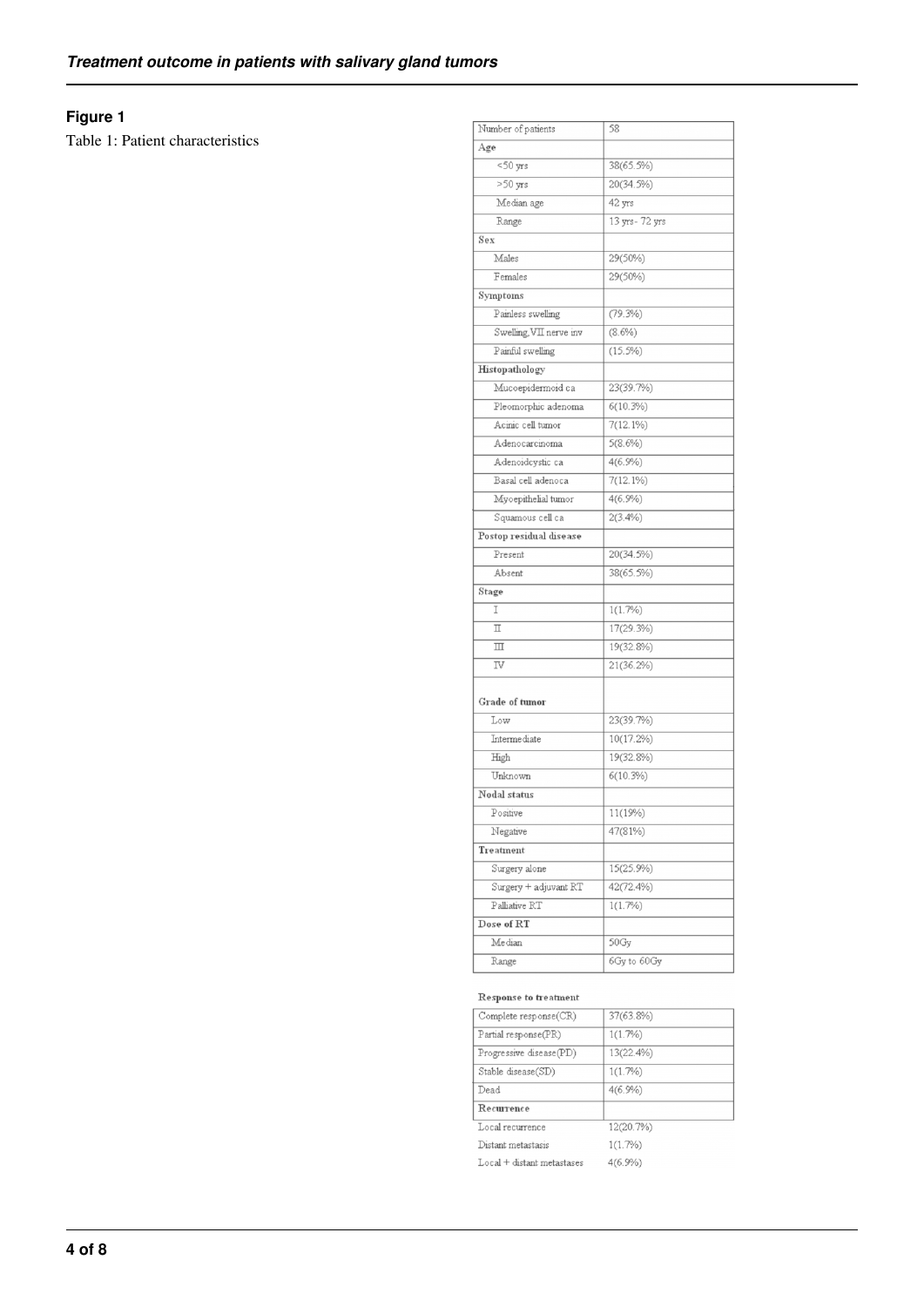**Figure 1**

Table 1: Patient characteristics

| Number of patients | 58 |
|---|---|
| **Age** | |
| <50 yrs | 38(65.5%) |
| >50 yrs | 20(34.5%) |
| Median age | 42 yrs |
| Range | 13 yrs- 72 yrs |
| **Sex** | |
| Males | 29(50%) |
| Females | 29(50%) |
| **Symptoms** | |
| Painless swelling | (79.3%) |
| Swelling,VII nerve inv | (8.6%) |
| Painful swelling | (15.5%) |
| **Histopathology** | |
| Mucoepidermoid ca | 23(39.7%) |
| Pleomorphic adenoma | 6(10.3%) |
| Acinic cell tumor | 7(12.1%) |
| Adenocarcinoma | 5(8.6%) |
| Adenoidcystic ca | 4(6.9%) |
| Basal cell adenoca | 7(12.1%) |
| Myoepithelial tumor | 4(6.9%) |
| Squamous cell ca | 2(3.4%) |
| **Postop residual disease** | |
| Present | 20(34.5%) |
| Absent | 38(65.5%) |
| **Stage** | |
| I | 1(1.7%) |
| II | 17(29.3%) |
| III | 19(32.8%) |
| IV | 21(36.2%) |
| **Grade of tumor** | |
| Low | 23(39.7%) |
| Intermediate | 10(17.2%) |
| High | 19(32.8%) |
| Unknown | 6(10.3%) |
| **Nodal status** | |
| Positive | 11(19%) |
| Negative | 47(81%) |
| **Treatment** | |
| Surgery alone | 15(25.9%) |
| Surgery + adjuvant RT | 42(72.4%) |
| Palliative RT | 1(1.7%) |
| **Dose of RT** | |
| Median | 50Gy |
| Range | 6Gy to 60Gy |
| **Response to treatment** | |
| Complete response(CR) | 37(63.8%) |
| Partial response(PR) | 1(1.7%) |
| Progressive disease(PD) | 13(22.4%) |
| Stable disease(SD) | 1(1.7%) |
| Dead | 4(6.9%) |
| **Recurrence** | |
| Local recurrence | 12(20.7%) |
| Distant metastasis | 1(1.7%) |
| Local + distant metastases | 4(6.9%) |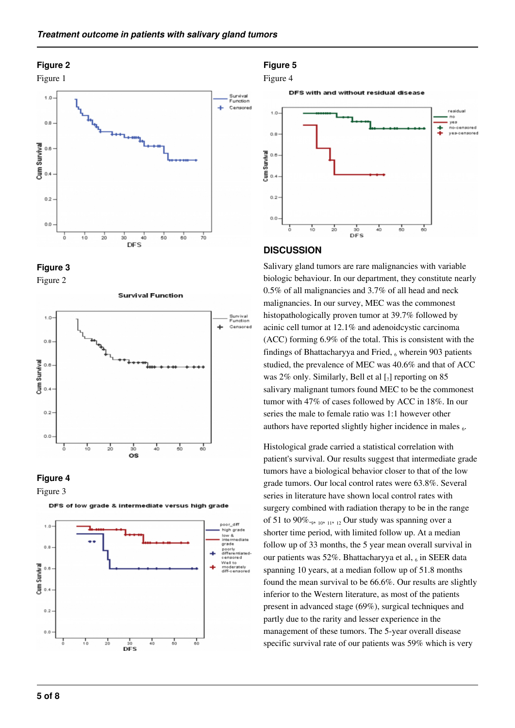## Figure 2

Figure 1

## Figure 3

Figure 2

## Figure 4

Figure 3

## Figure 5

Figure 4

## DISCUSSION

Salivary gland tumors are rare malignancies with variable biologic behaviour. In our department, they constitute nearly 0.5% of all malignancies and 3.7% of all head and neck malignancies. In our survey, MEC was the commonest histopathologically proven tumor at 39.7% followed by acinic cell tumor at 12.1% and adenoidcystic carcinoma (ACC) forming 6.9% of the total. This is consistent with the findings of Bhattacharyya and Fried, [6] wherein 903 patients studied, the prevalence of MEC was 40.6% and that of ACC was 2% only. Similarly, Bell et al [7] reporting on 85 salivary malignant tumors found MEC to be the commonest tumor with 47% of cases followed by ACC in 18%. In our series the male to female ratio was 1:1 however other authors have reported slightly higher incidence in males [6].

Histological grade carried a statistical correlation with patient's survival. Our results suggest that intermediate grade tumors have a biological behavior closer to that of the low grade tumors. Our local control rates were 63.8%. Several series in literature have shown local control rates with surgery combined with radiation therapy to be in the range of 51 to 90%.[9, 10, 11, 12] Our study was spanning over a shorter time period, with limited follow up. At a median follow up of 33 months, the 5 year mean overall survival in our patients was 52%. Bhattacharyya et al, [6] in SEER data spanning 10 years, at a median follow up of 51.8 months found the mean survival to be 66.6%. Our results are slightly inferior to the Western literature, as most of the patients present in advanced stage (69%), surgical techniques and partly due to the rarity and lesser experience in the management of these tumors. The 5-year overall disease specific survival rate of our patients was 59% which is very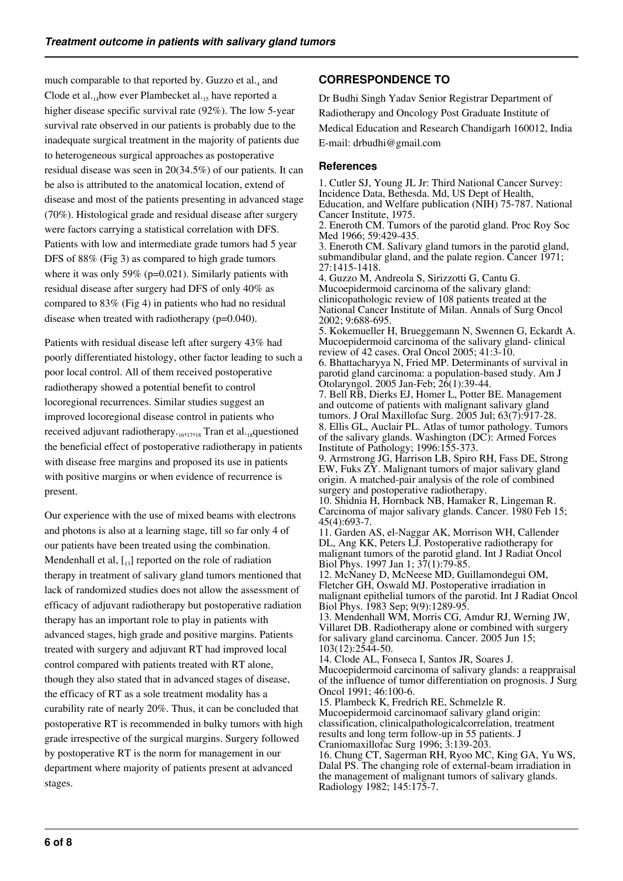much comparable to that reported by. Guzzo et al.[4] and Clode et al.[14]how ever Plambecket al.[15] have reported a higher disease specific survival rate (92%). The low 5-year survival rate observed in our patients is probably due to the inadequate surgical treatment in the majority of patients due to heterogeneous surgical approaches as postoperative residual disease was seen in 20(34.5%) of our patients. It can be also is attributed to the anatomical location, extend of disease and most of the patients presenting in advanced stage (70%). Histological grade and residual disease after surgery were factors carrying a statistical correlation with DFS. Patients with low and intermediate grade tumors had 5 year DFS of 88% (Fig 3) as compared to high grade tumors where it was only 59% (p=0.021). Similarly patients with residual disease after surgery had DFS of only 40% as compared to 83% (Fig 4) in patients who had no residual disease when treated with radiotherapy (p=0.040).

Patients with residual disease left after surgery 43% had poorly differentiated histology, other factor leading to such a poor local control. All of them received postoperative radiotherapy showed a potential benefit to control locoregional recurrences. Similar studies suggest an improved locoregional disease control in patients who received adjuvant radiotherapy.[16,17,18] Tran et al.[18]questioned the beneficial effect of postoperative radiotherapy in patients with disease free margins and proposed its use in patients with positive margins or when evidence of recurrence is present.

Our experience with the use of mixed beams with electrons and photons is also at a learning stage, till so far only 4 of our patients have been treated using the combination. Mendenhall et al, [[13]] reported on the role of radiation therapy in treatment of salivary gland tumors mentioned that lack of randomized studies does not allow the assessment of efficacy of adjuvant radiotherapy but postoperative radiation therapy has an important role to play in patients with advanced stages, high grade and positive margins. Patients treated with surgery and adjuvant RT had improved local control compared with patients treated with RT alone, though they also stated that in advanced stages of disease, the efficacy of RT as a sole treatment modality has a curability rate of nearly 20%. Thus, it can be concluded that postoperative RT is recommended in bulky tumors with high grade irrespective of the surgical margins. Surgery followed by postoperative RT is the norm for management in our department where majority of patients present at advanced stages.

## CORRESPONDENCE TO

Dr Budhi Singh Yadav Senior Registrar Department of Radiotherapy and Oncology Post Graduate Institute of Medical Education and Research Chandigarh 160012, India E-mail: drbudhi@gmail.com

### References

1. Cutler SJ, Young JL Jr: Third National Cancer Survey: Incidence Data, Bethesda. Md, US Dept of Health, Education, and Welfare publication (NIH) 75-787. National Cancer Institute, 1975.
2. Eneroth CM. Tumors of the parotid gland. Proc Roy Soc Med 1966; 59:429-435.
3. Eneroth CM. Salivary gland tumors in the parotid gland, submandibular gland, and the palate region. Cancer 1971; 27:1415-1418.
4. Guzzo M, Andreola S, Sirizzotti G, Cantu G. Mucoepidermoid carcinoma of the salivary gland: clinicopathologic review of 108 patients treated at the National Cancer Institute of Milan. Annals of Surg Oncol 2002; 9:688-695.
5. Kokemueller H, Brueggemann N, Swennen G, Eckardt A. Mucoepidermoid carcinoma of the salivary gland- clinical review of 42 cases. Oral Oncol 2005; 41:3-10.
6. Bhattacharyya N, Fried MP. Determinants of survival in parotid gland carcinoma: a population-based study. Am J Otolaryngol. 2005 Jan-Feb; 26(1):39-44.
7. Bell RB, Dierks EJ, Homer L, Potter BE. Management and outcome of patients with malignant salivary gland tumors. J Oral Maxillofac Surg. 2005 Jul; 63(7):917-28.
8. Ellis GL, Auclair PL. Atlas of tumor pathology. Tumors of the salivary glands. Washington (DC): Armed Forces Institute of Pathology; 1996:155-373.
9. Armstrong JG, Harrison LB, Spiro RH, Fass DE, Strong EW, Fuks ZY. Malignant tumors of major salivary gland origin. A matched-pair analysis of the role of combined surgery and postoperative radiotherapy.
10. Shidnia H, Hornback NB, Hamaker R, Lingeman R. Carcinoma of major salivary glands. Cancer. 1980 Feb 15; 45(4):693-7.
11. Garden AS, el-Naggar AK, Morrison WH, Callender DL, Ang KK, Peters LJ. Postoperative radiotherapy for malignant tumors of the parotid gland. Int J Radiat Oncol Biol Phys. 1997 Jan 1; 37(1):79-85.
12. McNaney D, McNeese MD, Guillamondegui OM, Fletcher GH, Oswald MJ. Postoperative irradiation in malignant epithelial tumors of the parotid. Int J Radiat Oncol Biol Phys. 1983 Sep; 9(9):1289-95.
13. Mendenhall WM, Morris CG, Amdur RJ, Werning JW, Villaret DB. Radiotherapy alone or combined with surgery for salivary gland carcinoma. Cancer. 2005 Jun 15; 103(12):2544-50.
14. Clode AL, Fonseca I, Santos JR, Soares J. Mucoepidermoid carcinoma of salivary glands: a reappraisal of the influence of tumor differentiation on prognosis. J Surg Oncol 1991; 46:100-6.
15. Plambeck K, Fredrich RE, Schmelzle R. Mucoepidermoid carcinomaof salivary gland origin: classification, clinicalpathologicalcorrelation, treatment results and long term follow-up in 55 patients. J Craniomaxillofac Surg 1996; 3:139-203.
16. Chung CT, Sagerman RH, Ryoo MC, King GA, Yu WS, Dalal PS. The changing role of external-beam irradiation in the management of malignant tumors of salivary glands. Radiology 1982; 145:175-7.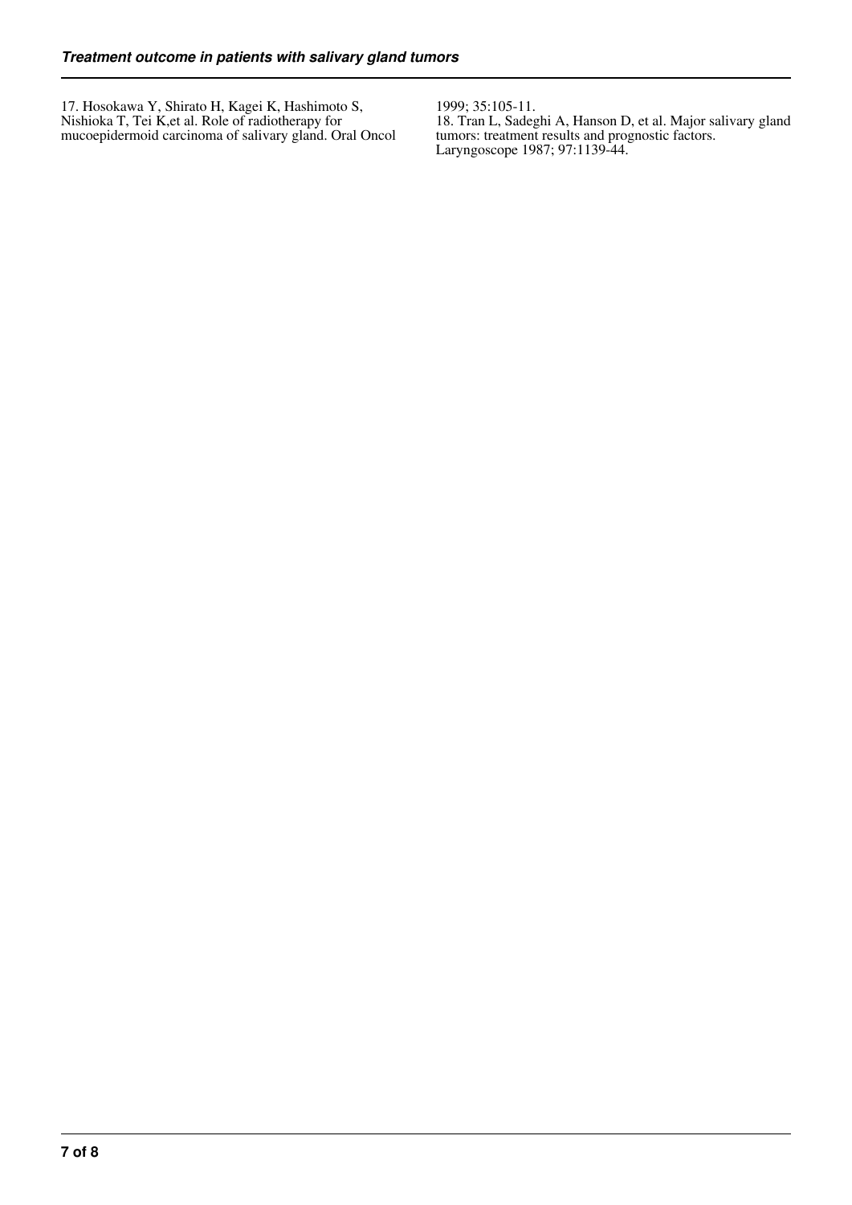17. Hosokawa Y, Shirato H, Kagei K, Hashimoto S, Nishioka T, Tei K,et al. Role of radiotherapy for mucoepidermoid carcinoma of salivary gland. Oral Oncol 1999; 35:105-11.

18. Tran L, Sadeghi A, Hanson D, et al. Major salivary gland tumors: treatment results and prognostic factors. Laryngoscope 1987; 97:1139-44.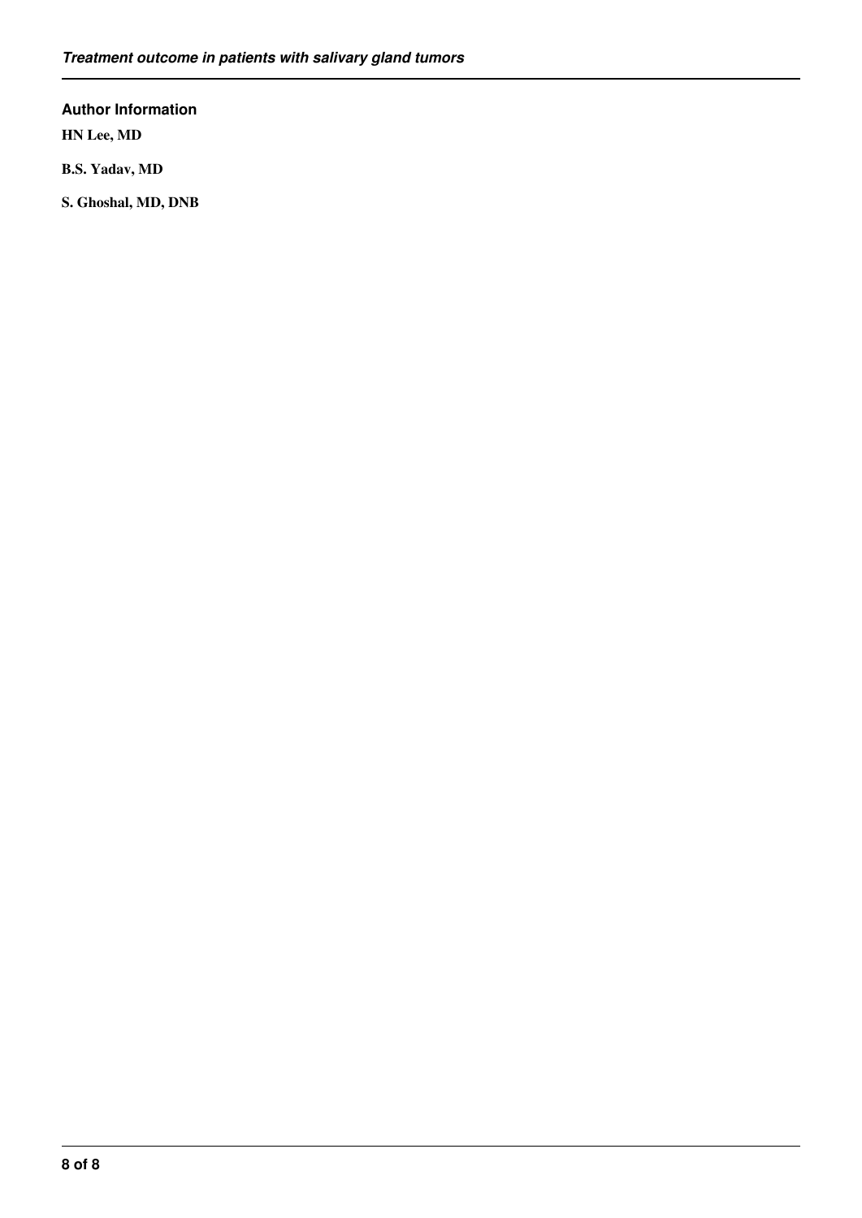## Author Information

**HN Lee, MD**

**B.S. Yadav, MD**

**S. Ghoshal, MD, DNB**